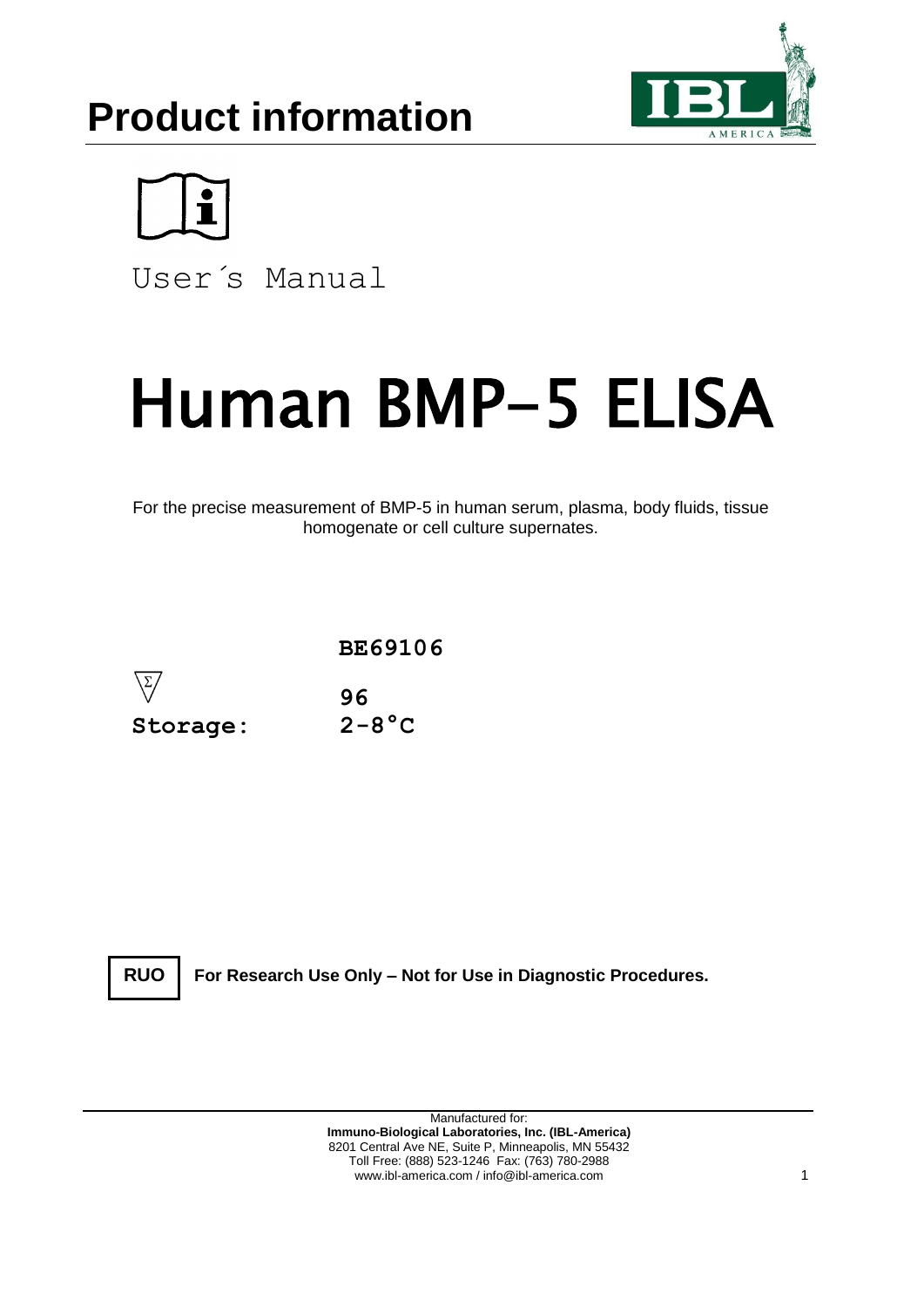# Product information

User´s Manual

# Human BMP-5 ELISA

For the precise measurement of BMP-5 in human serum, plasma, body fluids, tissue homogenate or cell culture supernates.

**BE69106**

| | |
|---|---|
| Σ | **96** |
| **Storage:** | **2-8°C** |

**RUO** **For Research Use Only – Not for Use in Diagnostic Procedures.**

Manufactured for:
**Immuno-Biological Laboratories, Inc. (IBL-America)**
8201 Central Ave NE, Suite P, Minneapolis, MN 55432
Toll Free: (888) 523-1246 Fax: (763) 780-2988
www.ibl-america.com / info@ibl-america.com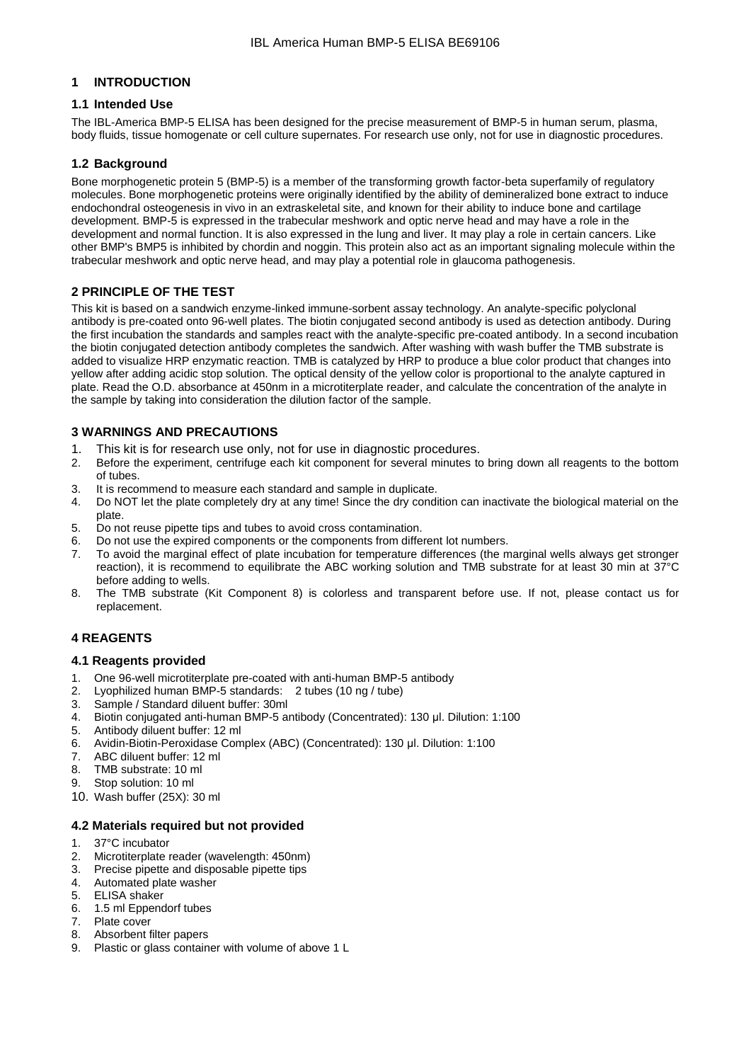# 1 INTRODUCTION

## 1.1 Intended Use

The IBL-America BMP-5 ELISA has been designed for the precise measurement of BMP-5 in human serum, plasma, body fluids, tissue homogenate or cell culture supernates. For research use only, not for use in diagnostic procedures.

## 1.2 Background

Bone morphogenetic protein 5 (BMP-5) is a member of the transforming growth factor-beta superfamily of regulatory molecules. Bone morphogenetic proteins were originally identified by the ability of demineralized bone extract to induce endochondral osteogenesis in vivo in an extraskeletal site, and known for their ability to induce bone and cartilage development. BMP-5 is expressed in the trabecular meshwork and optic nerve head and may have a role in the development and normal function. It is also expressed in the lung and liver. It may play a role in certain cancers. Like other BMP's BMP5 is inhibited by chordin and noggin. This protein also act as an important signaling molecule within the trabecular meshwork and optic nerve head, and may play a potential role in glaucoma pathogenesis.

# 2 PRINCIPLE OF THE TEST

This kit is based on a sandwich enzyme-linked immune-sorbent assay technology. An analyte-specific polyclonal antibody is pre-coated onto 96-well plates. The biotin conjugated second antibody is used as detection antibody. During the first incubation the standards and samples react with the analyte-specific pre-coated antibody. In a second incubation the biotin conjugated detection antibody completes the sandwich. After washing with wash buffer the TMB substrate is added to visualize HRP enzymatic reaction. TMB is catalyzed by HRP to produce a blue color product that changes into yellow after adding acidic stop solution. The optical density of the yellow color is proportional to the analyte captured in plate. Read the O.D. absorbance at 450nm in a microtiterplate reader, and calculate the concentration of the analyte in the sample by taking into consideration the dilution factor of the sample.

# 3 WARNINGS AND PRECAUTIONS

1. This kit is for research use only, not for use in diagnostic procedures.
2. Before the experiment, centrifuge each kit component for several minutes to bring down all reagents to the bottom of tubes.
3. It is recommend to measure each standard and sample in duplicate.
4. Do NOT let the plate completely dry at any time! Since the dry condition can inactivate the biological material on the plate.
5. Do not reuse pipette tips and tubes to avoid cross contamination.
6. Do not use the expired components or the components from different lot numbers.
7. To avoid the marginal effect of plate incubation for temperature differences (the marginal wells always get stronger reaction), it is recommend to equilibrate the ABC working solution and TMB substrate for at least 30 min at 37°C before adding to wells.
8. The TMB substrate (Kit Component 8) is colorless and transparent before use. If not, please contact us for replacement.

# 4 REAGENTS

## 4.1 Reagents provided

1. One 96-well microtiterplate pre-coated with anti-human BMP-5 antibody
2. Lyophilized human BMP-5 standards: 2 tubes (10 ng / tube)
3. Sample / Standard diluent buffer: 30ml
4. Biotin conjugated anti-human BMP-5 antibody (Concentrated): 130 µl. Dilution: 1:100
5. Antibody diluent buffer: 12 ml
6. Avidin-Biotin-Peroxidase Complex (ABC) (Concentrated): 130 µl. Dilution: 1:100
7. ABC diluent buffer: 12 ml
8. TMB substrate: 10 ml
9. Stop solution: 10 ml
10. Wash buffer (25X): 30 ml

## 4.2 Materials required but not provided

1. 37°C incubator
2. Microtiterplate reader (wavelength: 450nm)
3. Precise pipette and disposable pipette tips
4. Automated plate washer
5. ELISA shaker
6. 1.5 ml Eppendorf tubes
7. Plate cover
8. Absorbent filter papers
9. Plastic or glass container with volume of above 1 L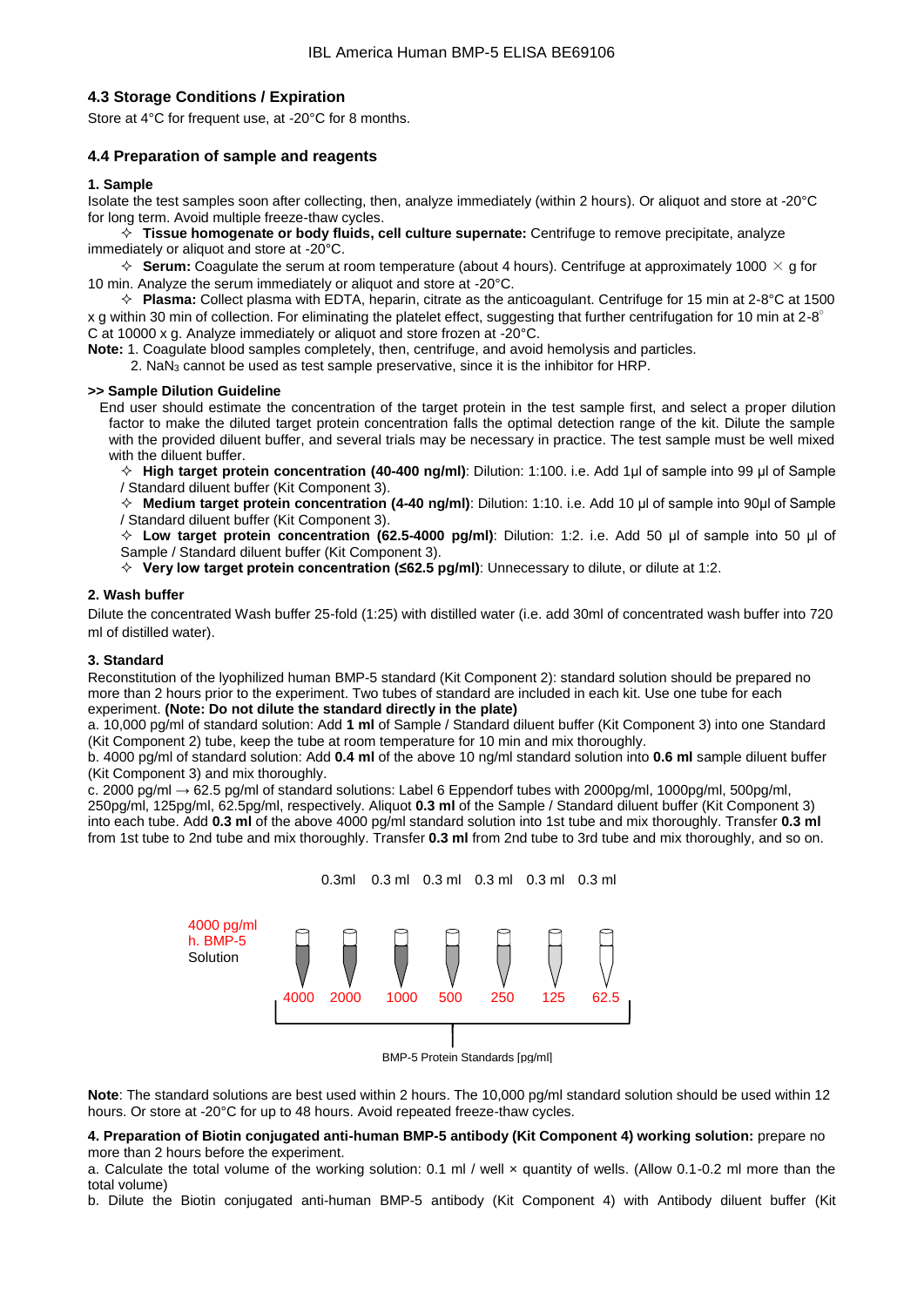### 4.3 Storage Conditions / Expiration

Store at 4°C for frequent use, at -20°C for 8 months.

### 4.4 Preparation of sample and reagents

**1. Sample**

Isolate the test samples soon after collecting, then, analyze immediately (within 2 hours). Or aliquot and store at -20°C for long term. Avoid multiple freeze-thaw cycles.

✧ **Tissue homogenate or body fluids, cell culture supernate:** Centrifuge to remove precipitate, analyze immediately or aliquot and store at -20°C.

✧ **Serum:** Coagulate the serum at room temperature (about 4 hours). Centrifuge at approximately 1000 × g for 10 min. Analyze the serum immediately or aliquot and store at -20°C.

✧ **Plasma:** Collect plasma with EDTA, heparin, citrate as the anticoagulant. Centrifuge for 15 min at 2-8°C at 1500 x g within 30 min of collection. For eliminating the platelet effect, suggesting that further centrifugation for 10 min at 2-8°C at 10000 x g. Analyze immediately or aliquot and store frozen at -20°C.

**Note:** 1. Coagulate blood samples completely, then, centrifuge, and avoid hemolysis and particles.
2. $NaN_3$ cannot be used as test sample preservative, since it is the inhibitor for HRP.

**>> Sample Dilution Guideline**

End user should estimate the concentration of the target protein in the test sample first, and select a proper dilution factor to make the diluted target protein concentration falls the optimal detection range of the kit. Dilute the sample with the provided diluent buffer, and several trials may be necessary in practice. The test sample must be well mixed with the diluent buffer.

✧ **High target protein concentration (40-400 ng/ml)**: Dilution: 1:100. i.e. Add 1µl of sample into 99 µl of Sample / Standard diluent buffer (Kit Component 3).

✧ **Medium target protein concentration (4-40 ng/ml)**: Dilution: 1:10. i.e. Add 10 µl of sample into 90µl of Sample / Standard diluent buffer (Kit Component 3).

✧ **Low target protein concentration (62.5-4000 pg/ml)**: Dilution: 1:2. i.e. Add 50 µl of sample into 50 µl of Sample / Standard diluent buffer (Kit Component 3).

✧ **Very low target protein concentration (≤62.5 pg/ml)**: Unnecessary to dilute, or dilute at 1:2.

**2. Wash buffer**

Dilute the concentrated Wash buffer 25-fold (1:25) with distilled water (i.e. add 30ml of concentrated wash buffer into 720 ml of distilled water).

**3. Standard**

Reconstitution of the lyophilized human BMP-5 standard (Kit Component 2): standard solution should be prepared no more than 2 hours prior to the experiment. Two tubes of standard are included in each kit. Use one tube for each experiment. **(Note: Do not dilute the standard directly in the plate)**

a. 10,000 pg/ml of standard solution: Add **1 ml** of Sample / Standard diluent buffer (Kit Component 3) into one Standard (Kit Component 2) tube, keep the tube at room temperature for 10 min and mix thoroughly.

b. 4000 pg/ml of standard solution: Add **0.4 ml** of the above 10 ng/ml standard solution into **0.6 ml** sample diluent buffer (Kit Component 3) and mix thoroughly.

c. 2000 pg/ml → 62.5 pg/ml of standard solutions: Label 6 Eppendorf tubes with 2000pg/ml, 1000pg/ml, 500pg/ml, 250pg/ml, 125pg/ml, 62.5pg/ml, respectively. Aliquot **0.3 ml** of the Sample / Standard diluent buffer (Kit Component 3) into each tube. Add **0.3 ml** of the above 4000 pg/ml standard solution into 1st tube and mix thoroughly. Transfer **0.3 ml** from 1st tube to 2nd tube and mix thoroughly. Transfer **0.3 ml** from 2nd tube to 3rd tube and mix thoroughly, and so on.

0.3ml 0.3 ml 0.3 ml 0.3 ml 0.3 ml 0.3 ml

4000 pg/ml h. BMP-5 Solution

4000 2000 1000 500 250 125 62.5

BMP-5 Protein Standards [pg/ml]

**Note**: The standard solutions are best used within 2 hours. The 10,000 pg/ml standard solution should be used within 12 hours. Or store at -20°C for up to 48 hours. Avoid repeated freeze-thaw cycles.

**4. Preparation of Biotin conjugated anti-human BMP-5 antibody (Kit Component 4) working solution:** prepare no more than 2 hours before the experiment.

a. Calculate the total volume of the working solution: 0.1 ml / well × quantity of wells. (Allow 0.1-0.2 ml more than the total volume)

b. Dilute the Biotin conjugated anti-human BMP-5 antibody (Kit Component 4) with Antibody diluent buffer (Kit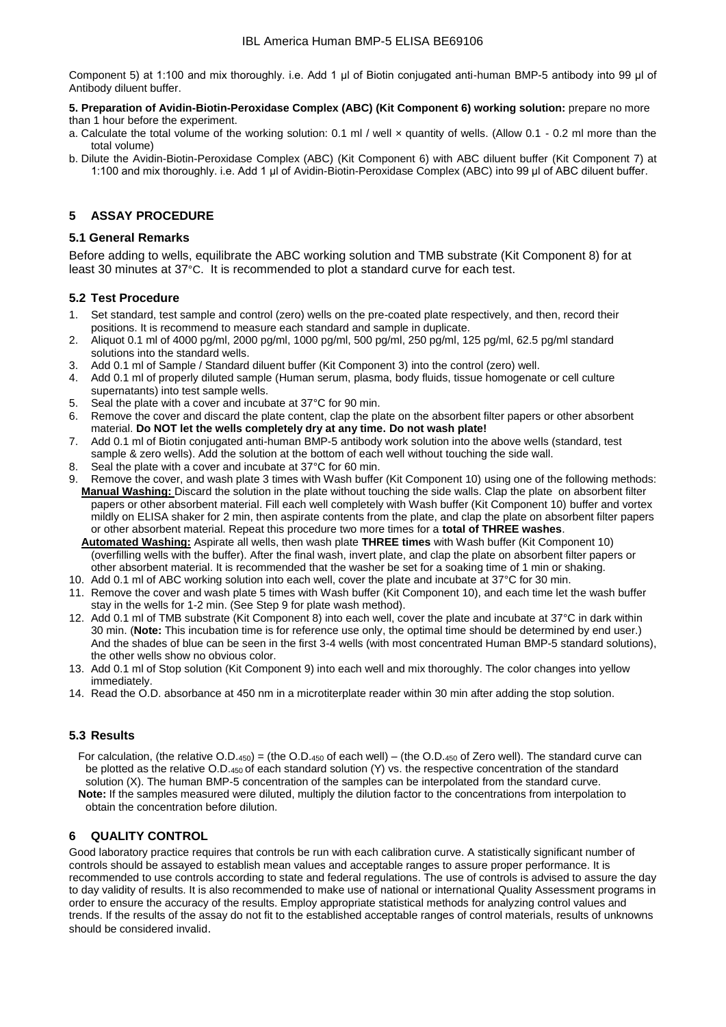Component 5) at 1:100 and mix thoroughly. i.e. Add 1 µl of Biotin conjugated anti-human BMP-5 antibody into 99 µl of Antibody diluent buffer.

**5. Preparation of Avidin-Biotin-Peroxidase Complex (ABC) (Kit Component 6) working solution:** prepare no more than 1 hour before the experiment.

a. Calculate the total volume of the working solution: 0.1 ml / well × quantity of wells. (Allow 0.1 - 0.2 ml more than the total volume)
b. Dilute the Avidin-Biotin-Peroxidase Complex (ABC) (Kit Component 6) with ABC diluent buffer (Kit Component 7) at 1:100 and mix thoroughly. i.e. Add 1 µl of Avidin-Biotin-Peroxidase Complex (ABC) into 99 µl of ABC diluent buffer.

## 5 ASSAY PROCEDURE

### 5.1 General Remarks

Before adding to wells, equilibrate the ABC working solution and TMB substrate (Kit Component 8) for at least 30 minutes at 37°C. It is recommended to plot a standard curve for each test.

### 5.2 Test Procedure

1. Set standard, test sample and control (zero) wells on the pre-coated plate respectively, and then, record their positions. It is recommend to measure each standard and sample in duplicate.
2. Aliquot 0.1 ml of 4000 pg/ml, 2000 pg/ml, 1000 pg/ml, 500 pg/ml, 250 pg/ml, 125 pg/ml, 62.5 pg/ml standard solutions into the standard wells.
3. Add 0.1 ml of Sample / Standard diluent buffer (Kit Component 3) into the control (zero) well.
4. Add 0.1 ml of properly diluted sample (Human serum, plasma, body fluids, tissue homogenate or cell culture supernatants) into test sample wells.
5. Seal the plate with a cover and incubate at 37°C for 90 min.
6. Remove the cover and discard the plate content, clap the plate on the absorbent filter papers or other absorbent material. **Do NOT let the wells completely dry at any time. Do not wash plate!**
7. Add 0.1 ml of Biotin conjugated anti-human BMP-5 antibody work solution into the above wells (standard, test sample & zero wells). Add the solution at the bottom of each well without touching the side wall.
8. Seal the plate with a cover and incubate at 37°C for 60 min.
9. Remove the cover, and wash plate 3 times with Wash buffer (Kit Component 10) using one of the following methods:
   **Manual Washing:** Discard the solution in the plate without touching the side walls. Clap the plate on absorbent filter papers or other absorbent material. Fill each well completely with Wash buffer (Kit Component 10) buffer and vortex mildly on ELISA shaker for 2 min, then aspirate contents from the plate, and clap the plate on absorbent filter papers or other absorbent material. Repeat this procedure two more times for a **total of THREE washes**.
   **Automated Washing:** Aspirate all wells, then wash plate **THREE times** with Wash buffer (Kit Component 10) (overfilling wells with the buffer). After the final wash, invert plate, and clap the plate on absorbent filter papers or other absorbent material. It is recommended that the washer be set for a soaking time of 1 min or shaking.
10. Add 0.1 ml of ABC working solution into each well, cover the plate and incubate at 37°C for 30 min.
11. Remove the cover and wash plate 5 times with Wash buffer (Kit Component 10), and each time let the wash buffer stay in the wells for 1-2 min. (See Step 9 for plate wash method).
12. Add 0.1 ml of TMB substrate (Kit Component 8) into each well, cover the plate and incubate at 37°C in dark within 30 min. (**Note:** This incubation time is for reference use only, the optimal time should be determined by end user.) And the shades of blue can be seen in the first 3-4 wells (with most concentrated Human BMP-5 standard solutions), the other wells show no obvious color.
13. Add 0.1 ml of Stop solution (Kit Component 9) into each well and mix thoroughly. The color changes into yellow immediately.
14. Read the O.D. absorbance at 450 nm in a microtiterplate reader within 30 min after adding the stop solution.

### 5.3 Results

For calculation, (the relative $O.D._{450}$) = (the $O.D._{450}$ of each well) – (the $O.D._{450}$ of Zero well). The standard curve can be plotted as the relative $O.D._{450}$ of each standard solution (Y) vs. the respective concentration of the standard solution (X). The human BMP-5 concentration of the samples can be interpolated from the standard curve.
**Note:** If the samples measured were diluted, multiply the dilution factor to the concentrations from interpolation to obtain the concentration before dilution.

## 6 QUALITY CONTROL

Good laboratory practice requires that controls be run with each calibration curve. A statistically significant number of controls should be assayed to establish mean values and acceptable ranges to assure proper performance. It is recommended to use controls according to state and federal regulations. The use of controls is advised to assure the day to day validity of results. It is also recommended to make use of national or international Quality Assessment programs in order to ensure the accuracy of the results. Employ appropriate statistical methods for analyzing control values and trends. If the results of the assay do not fit to the established acceptable ranges of control materials, results of unknowns should be considered invalid.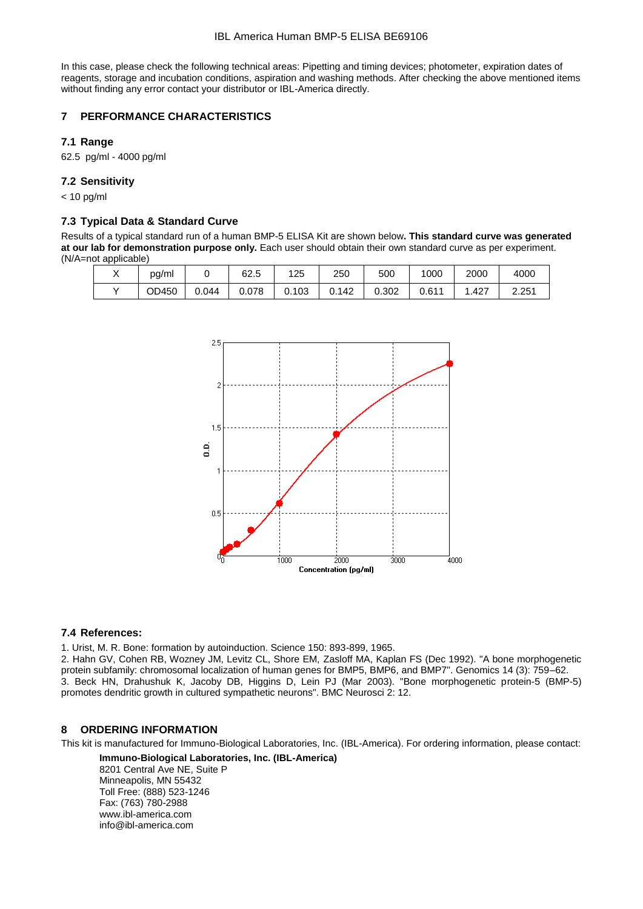In this case, please check the following technical areas: Pipetting and timing devices; photometer, expiration dates of reagents, storage and incubation conditions, aspiration and washing methods. After checking the above mentioned items without finding any error contact your distributor or IBL-America directly.

## 7 PERFORMANCE CHARACTERISTICS

### 7.1 Range

62.5 pg/ml - 4000 pg/ml

### 7.2 Sensitivity

< 10 pg/ml

### 7.3 Typical Data & Standard Curve

Results of a typical standard run of a human BMP-5 ELISA Kit are shown below**. This standard curve was generated at our lab for demonstration purpose only.** Each user should obtain their own standard curve as per experiment. (N/A=not applicable)

| | | | | | | | | | |
|---|---|---|---|---|---|---|---|---|---|
| X | pg/ml | 0 | 62.5 | 125 | 250 | 500 | 1000 | 2000 | 4000 |
| Y | OD450 | 0.044 | 0.078 | 0.103 | 0.142 | 0.302 | 0.611 | 1.427 | 2.251 |

O.D.
2.5
2
1.5
1
0.5
0
0
1000
2000
3000
4000
Concentration (pg/ml)

### 7.4 References:

1. Urist, M. R. Bone: formation by autoinduction. Science 150: 893-899, 1965.
2. Hahn GV, Cohen RB, Wozney JM, Levitz CL, Shore EM, Zasloff MA, Kaplan FS (Dec 1992). "A bone morphogenetic protein subfamily: chromosomal localization of human genes for BMP5, BMP6, and BMP7". Genomics 14 (3): 759–62.
3. Beck HN, Drahushuk K, Jacoby DB, Higgins D, Lein PJ (Mar 2003). "Bone morphogenetic protein-5 (BMP-5) promotes dendritic growth in cultured sympathetic neurons". BMC Neurosci 2: 12.

## 8 ORDERING INFORMATION

This kit is manufactured for Immuno-Biological Laboratories, Inc. (IBL-America). For ordering information, please contact:

**Immuno-Biological Laboratories, Inc. (IBL-America)**
8201 Central Ave NE, Suite P
Minneapolis, MN 55432
Toll Free: (888) 523-1246
Fax: (763) 780-2988
www.ibl-america.com
info@ibl-america.com